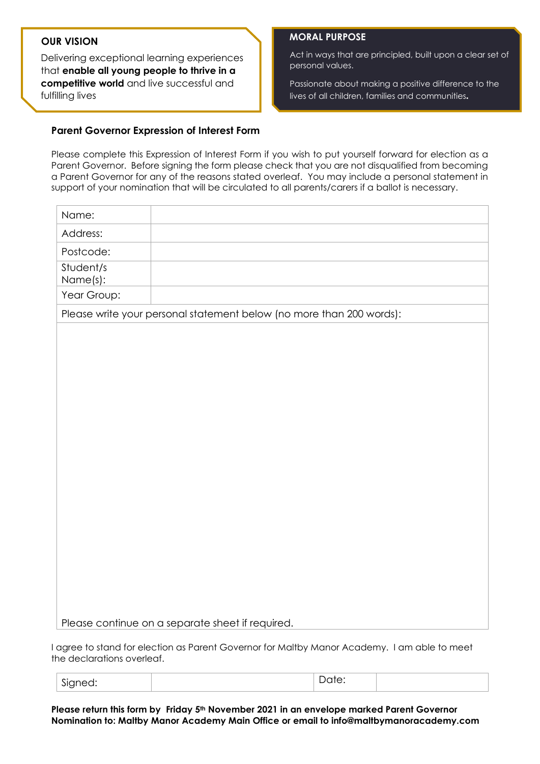**OUR VISION**

Delivering exceptional learning experiences that **enable all young people to thrive in a competitive world** and live successful and fulfilling lives

**MORAL PURPOSE**

Act in ways that are principled, built upon a clear set of personal values.

Passionate about making a positive difference to the lives of all children, families and communities**.**

### Parent Governor Expression of Interest Form

Please complete this Expression of Interest Form if you wish to put yourself forward for election as a Parent Governor. Before signing the form please check that you are not disqualified from becoming a Parent Governor for any of the reasons stated overleaf. You may include a personal statement in support of your nomination that will be circulated to all parents/carers if a ballot is necessary.

| Name: | |
|---|---|
| Address: | |
| Postcode: | |
| Student/s Name(s): | |
| Year Group: | |
| Please write your personal statement below (no more than 200 words): | |
| Please continue on a separate sheet if required. | |

I agree to stand for election as Parent Governor for Maltby Manor Academy. I am able to meet the declarations overleaf.

| Signed: | | Date: | |
|---|---|---|---|

**Please return this form by Friday 5th November 2021 in an envelope marked Parent Governor Nomination to: Maltby Manor Academy Main Office or email to info@maltbymanoracademy.com**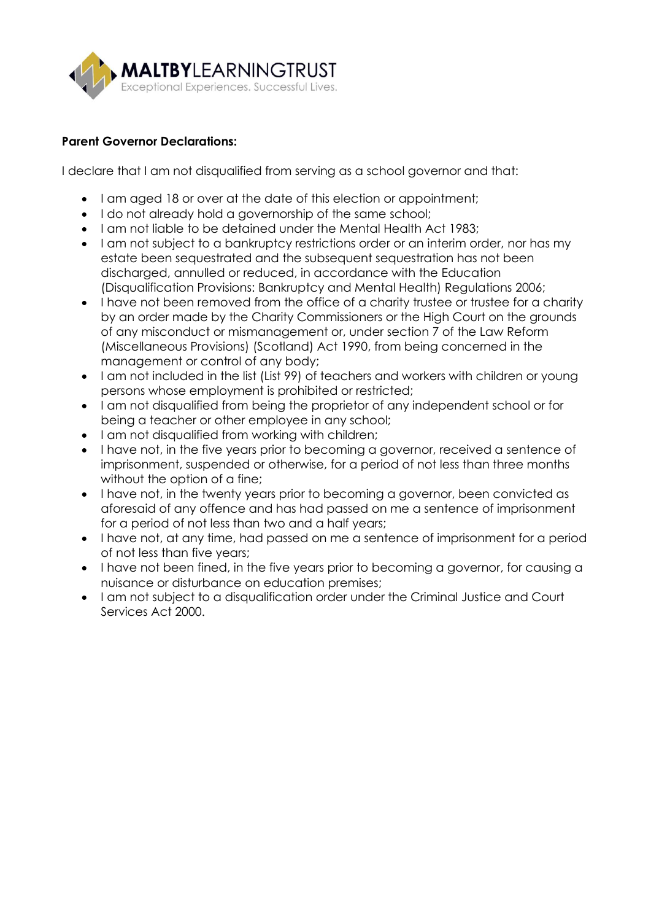MALTBYLEARNINGTRUST
Exceptional Experiences. Successful Lives.

**Parent Governor Declarations:**

I declare that I am not disqualified from serving as a school governor and that:

- I am aged 18 or over at the date of this election or appointment;
- I do not already hold a governorship of the same school;
- I am not liable to be detained under the Mental Health Act 1983;
- I am not subject to a bankruptcy restrictions order or an interim order, nor has my estate been sequestrated and the subsequent sequestration has not been discharged, annulled or reduced, in accordance with the Education (Disqualification Provisions: Bankruptcy and Mental Health) Regulations 2006;
- I have not been removed from the office of a charity trustee or trustee for a charity by an order made by the Charity Commissioners or the High Court on the grounds of any misconduct or mismanagement or, under section 7 of the Law Reform (Miscellaneous Provisions) (Scotland) Act 1990, from being concerned in the management or control of any body;
- I am not included in the list (List 99) of teachers and workers with children or young persons whose employment is prohibited or restricted;
- I am not disqualified from being the proprietor of any independent school or for being a teacher or other employee in any school;
- I am not disqualified from working with children;
- I have not, in the five years prior to becoming a governor, received a sentence of imprisonment, suspended or otherwise, for a period of not less than three months without the option of a fine;
- I have not, in the twenty years prior to becoming a governor, been convicted as aforesaid of any offence and has had passed on me a sentence of imprisonment for a period of not less than two and a half years;
- I have not, at any time, had passed on me a sentence of imprisonment for a period of not less than five years;
- I have not been fined, in the five years prior to becoming a governor, for causing a nuisance or disturbance on education premises;
- I am not subject to a disqualification order under the Criminal Justice and Court Services Act 2000.